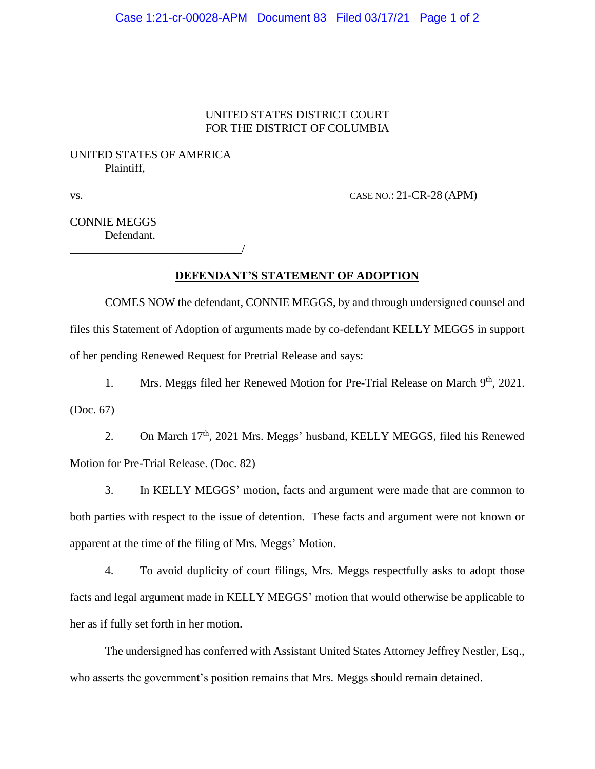UNITED STATES DISTRICT COURT
FOR THE DISTRICT OF COLUMBIA

UNITED STATES OF AMERICA
Plaintiff,

vs. CASE NO.: 21-CR-28 (APM)

CONNIE MEGGS
Defendant.
______________________________/

**DEFENDANT'S STATEMENT OF ADOPTION**

COMES NOW the defendant, CONNIE MEGGS, by and through undersigned counsel and files this Statement of Adoption of arguments made by co-defendant KELLY MEGGS in support of her pending Renewed Request for Pretrial Release and says:

1. Mrs. Meggs filed her Renewed Motion for Pre-Trial Release on March 9th, 2021. (Doc. 67)

2. On March 17th, 2021 Mrs. Meggs' husband, KELLY MEGGS, filed his Renewed Motion for Pre-Trial Release. (Doc. 82)

3. In KELLY MEGGS' motion, facts and argument were made that are common to both parties with respect to the issue of detention. These facts and argument were not known or apparent at the time of the filing of Mrs. Meggs' Motion.

4. To avoid duplicity of court filings, Mrs. Meggs respectfully asks to adopt those facts and legal argument made in KELLY MEGGS' motion that would otherwise be applicable to her as if fully set forth in her motion.

The undersigned has conferred with Assistant United States Attorney Jeffrey Nestler, Esq., who asserts the government's position remains that Mrs. Meggs should remain detained.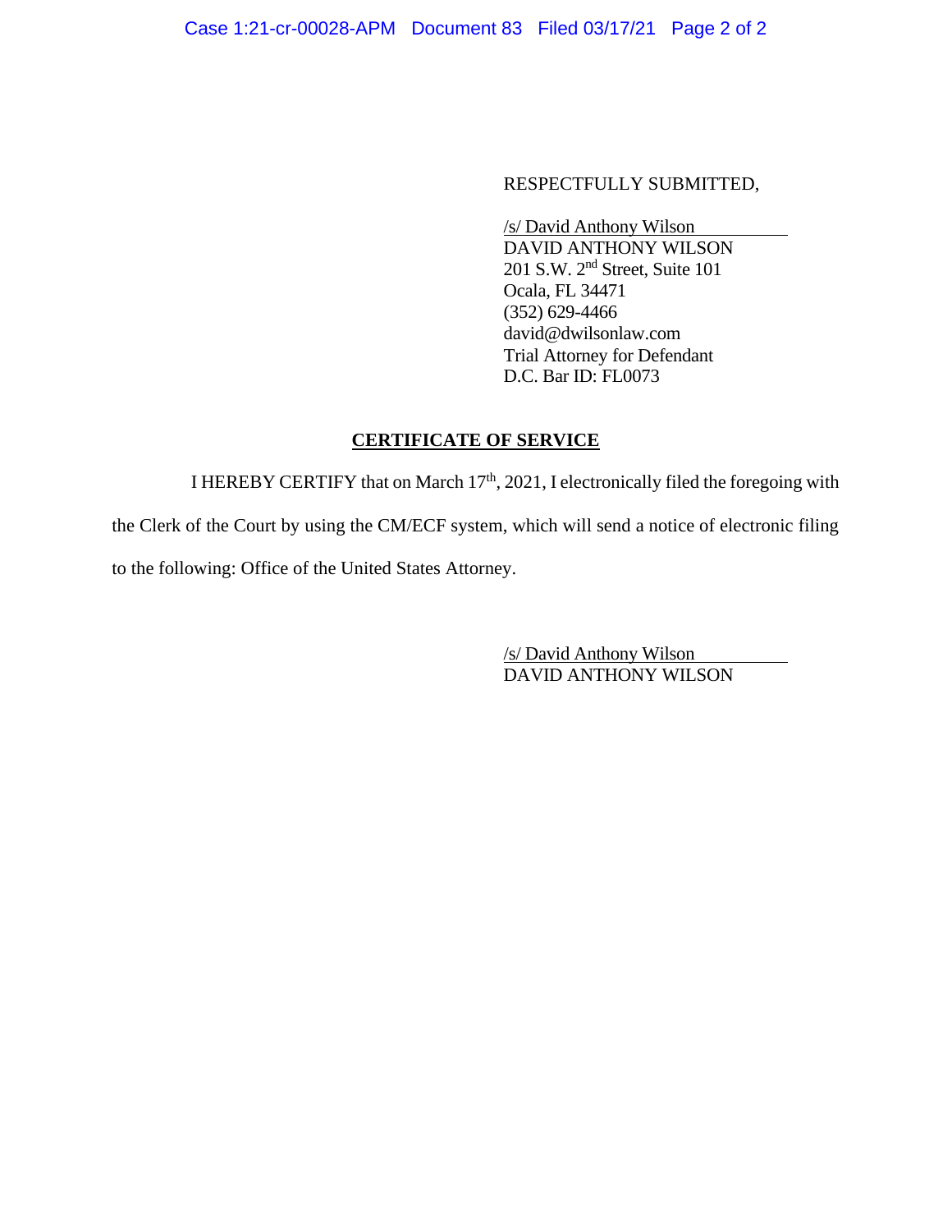RESPECTFULLY SUBMITTED,

/s/ David Anthony Wilson
DAVID ANTHONY WILSON
201 S.W. 2nd Street, Suite 101
Ocala, FL 34471
(352) 629-4466
david@dwilsonlaw.com
Trial Attorney for Defendant
D.C. Bar ID: FL0073

**CERTIFICATE OF SERVICE**

I HEREBY CERTIFY that on March 17th, 2021, I electronically filed the foregoing with the Clerk of the Court by using the CM/ECF system, which will send a notice of electronic filing to the following: Office of the United States Attorney.

/s/ David Anthony Wilson
DAVID ANTHONY WILSON